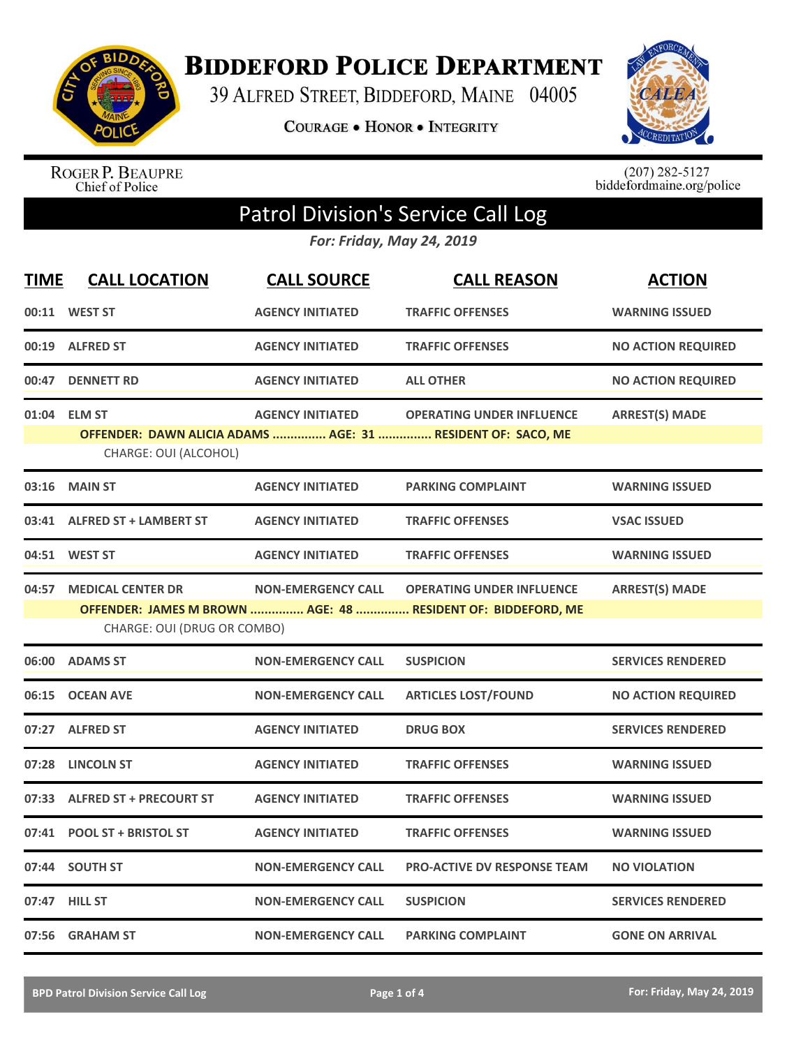# BIDDEFORD POLICE DEPARTMENT

39 ALFRED STREET, BIDDEFORD, MAINE 04005

COURAGE • HONOR • INTEGRITY

ROGER P. BEAUPRE
Chief of Police

(207) 282-5127
biddefordmaine.org/police

## Patrol Division's Service Call Log

*For: Friday, May 24, 2019*

| TIME | CALL LOCATION | CALL SOURCE | CALL REASON | ACTION |
|---|---|---|---|---|
| 00:11 | WEST ST | AGENCY INITIATED | TRAFFIC OFFENSES | WARNING ISSUED |
| 00:19 | ALFRED ST | AGENCY INITIATED | TRAFFIC OFFENSES | NO ACTION REQUIRED |
| 00:47 | DENNETT RD | AGENCY INITIATED | ALL OTHER | NO ACTION REQUIRED |
| 01:04 | ELM ST | AGENCY INITIATED | OPERATING UNDER INFLUENCE | ARREST(S) MADE |
| | OFFENDER: DAWN ALICIA ADAMS ............... AGE: 31 ............... RESIDENT OF: SACO, ME | | | |
| | CHARGE: OUI (ALCOHOL) | | | |
| 03:16 | MAIN ST | AGENCY INITIATED | PARKING COMPLAINT | WARNING ISSUED |
| 03:41 | ALFRED ST + LAMBERT ST | AGENCY INITIATED | TRAFFIC OFFENSES | VSAC ISSUED |
| 04:51 | WEST ST | AGENCY INITIATED | TRAFFIC OFFENSES | WARNING ISSUED |
| 04:57 | MEDICAL CENTER DR | NON-EMERGENCY CALL | OPERATING UNDER INFLUENCE | ARREST(S) MADE |
| | OFFENDER: JAMES M BROWN ............... AGE: 48 ............... RESIDENT OF: BIDDEFORD, ME | | | |
| | CHARGE: OUI (DRUG OR COMBO) | | | |
| 06:00 | ADAMS ST | NON-EMERGENCY CALL | SUSPICION | SERVICES RENDERED |
| 06:15 | OCEAN AVE | NON-EMERGENCY CALL | ARTICLES LOST/FOUND | NO ACTION REQUIRED |
| 07:27 | ALFRED ST | AGENCY INITIATED | DRUG BOX | SERVICES RENDERED |
| 07:28 | LINCOLN ST | AGENCY INITIATED | TRAFFIC OFFENSES | WARNING ISSUED |
| 07:33 | ALFRED ST + PRECOURT ST | AGENCY INITIATED | TRAFFIC OFFENSES | WARNING ISSUED |
| 07:41 | POOL ST + BRISTOL ST | AGENCY INITIATED | TRAFFIC OFFENSES | WARNING ISSUED |
| 07:44 | SOUTH ST | NON-EMERGENCY CALL | PRO-ACTIVE DV RESPONSE TEAM | NO VIOLATION |
| 07:47 | HILL ST | NON-EMERGENCY CALL | SUSPICION | SERVICES RENDERED |
| 07:56 | GRAHAM ST | NON-EMERGENCY CALL | PARKING COMPLAINT | GONE ON ARRIVAL |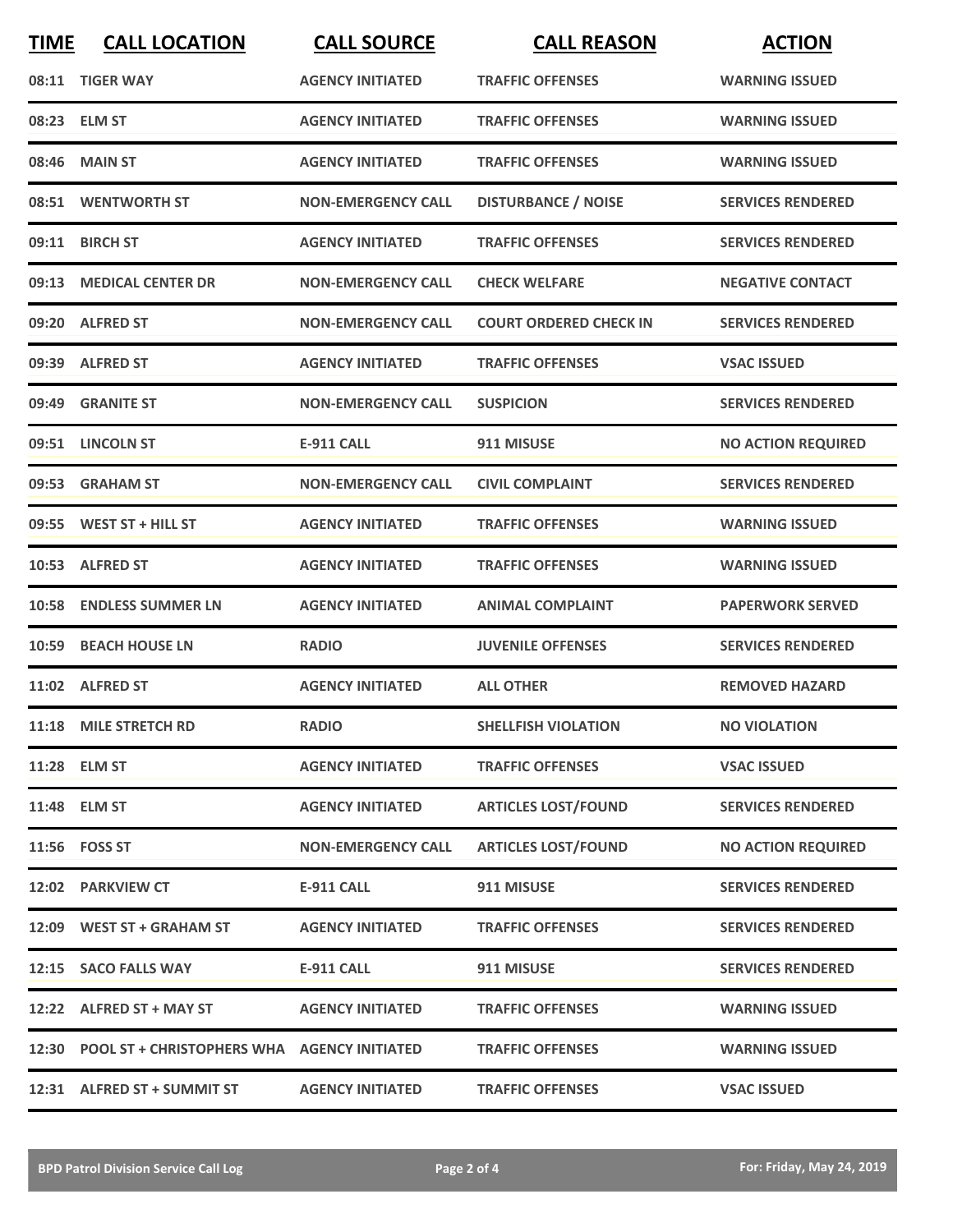| TIME | CALL LOCATION | CALL SOURCE | CALL REASON | ACTION |
|---|---|---|---|---|
| 08:11 | TIGER WAY | AGENCY INITIATED | TRAFFIC OFFENSES | WARNING ISSUED |
| 08:23 | ELM ST | AGENCY INITIATED | TRAFFIC OFFENSES | WARNING ISSUED |
| 08:46 | MAIN ST | AGENCY INITIATED | TRAFFIC OFFENSES | WARNING ISSUED |
| 08:51 | WENTWORTH ST | NON-EMERGENCY CALL | DISTURBANCE / NOISE | SERVICES RENDERED |
| 09:11 | BIRCH ST | AGENCY INITIATED | TRAFFIC OFFENSES | SERVICES RENDERED |
| 09:13 | MEDICAL CENTER DR | NON-EMERGENCY CALL | CHECK WELFARE | NEGATIVE CONTACT |
| 09:20 | ALFRED ST | NON-EMERGENCY CALL | COURT ORDERED CHECK IN | SERVICES RENDERED |
| 09:39 | ALFRED ST | AGENCY INITIATED | TRAFFIC OFFENSES | VSAC ISSUED |
| 09:49 | GRANITE ST | NON-EMERGENCY CALL | SUSPICION | SERVICES RENDERED |
| 09:51 | LINCOLN ST | E-911 CALL | 911 MISUSE | NO ACTION REQUIRED |
| 09:53 | GRAHAM ST | NON-EMERGENCY CALL | CIVIL COMPLAINT | SERVICES RENDERED |
| 09:55 | WEST ST + HILL ST | AGENCY INITIATED | TRAFFIC OFFENSES | WARNING ISSUED |
| 10:53 | ALFRED ST | AGENCY INITIATED | TRAFFIC OFFENSES | WARNING ISSUED |
| 10:58 | ENDLESS SUMMER LN | AGENCY INITIATED | ANIMAL COMPLAINT | PAPERWORK SERVED |
| 10:59 | BEACH HOUSE LN | RADIO | JUVENILE OFFENSES | SERVICES RENDERED |
| 11:02 | ALFRED ST | AGENCY INITIATED | ALL OTHER | REMOVED HAZARD |
| 11:18 | MILE STRETCH RD | RADIO | SHELLFISH VIOLATION | NO VIOLATION |
| 11:28 | ELM ST | AGENCY INITIATED | TRAFFIC OFFENSES | VSAC ISSUED |
| 11:48 | ELM ST | AGENCY INITIATED | ARTICLES LOST/FOUND | SERVICES RENDERED |
| 11:56 | FOSS ST | NON-EMERGENCY CALL | ARTICLES LOST/FOUND | NO ACTION REQUIRED |
| 12:02 | PARKVIEW CT | E-911 CALL | 911 MISUSE | SERVICES RENDERED |
| 12:09 | WEST ST + GRAHAM ST | AGENCY INITIATED | TRAFFIC OFFENSES | SERVICES RENDERED |
| 12:15 | SACO FALLS WAY | E-911 CALL | 911 MISUSE | SERVICES RENDERED |
| 12:22 | ALFRED ST + MAY ST | AGENCY INITIATED | TRAFFIC OFFENSES | WARNING ISSUED |
| 12:30 | POOL ST + CHRISTOPHERS WHA | AGENCY INITIATED | TRAFFIC OFFENSES | WARNING ISSUED |
| 12:31 | ALFRED ST + SUMMIT ST | AGENCY INITIATED | TRAFFIC OFFENSES | VSAC ISSUED |

BPD Patrol Division Service Call Log — For: Friday, May 24, 2019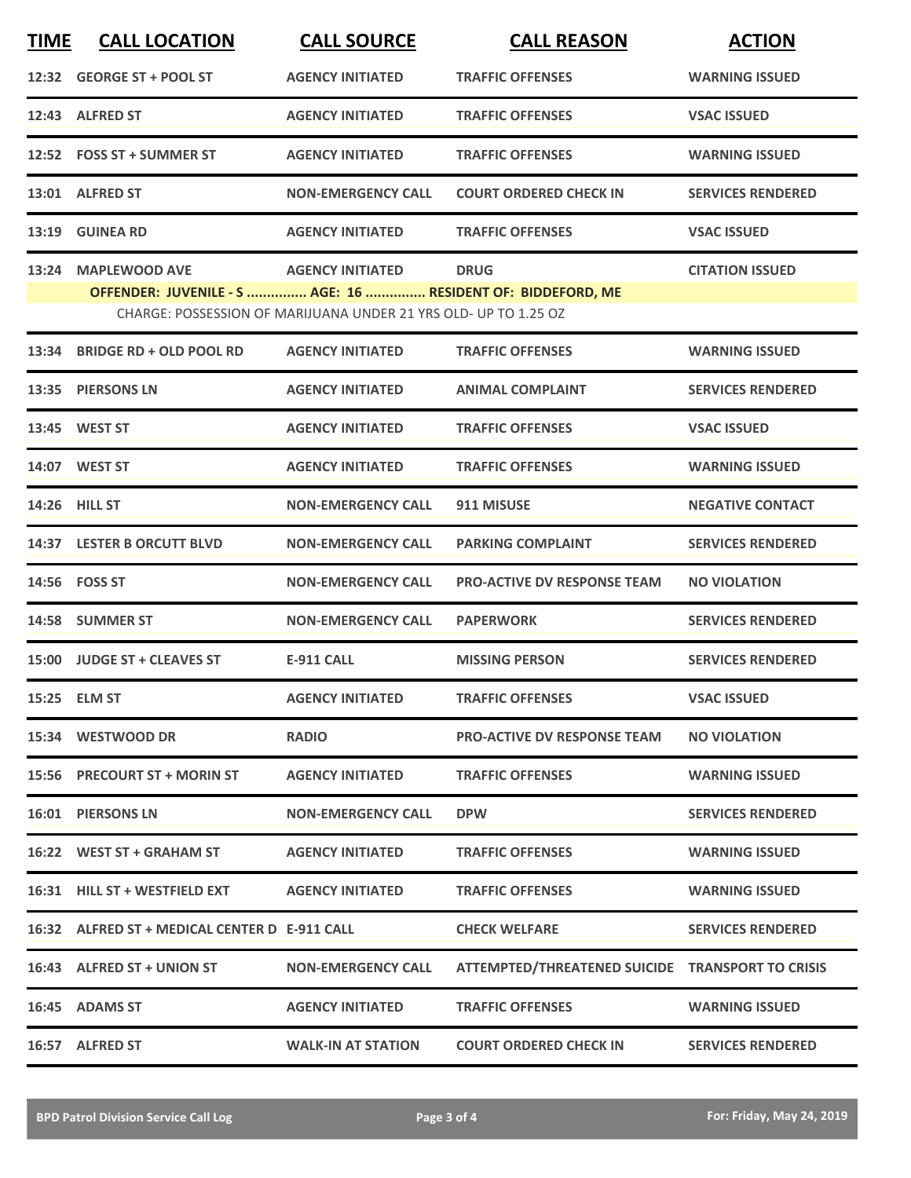| TIME | CALL LOCATION | CALL SOURCE | CALL REASON | ACTION |
|---|---|---|---|---|
| 12:32 | GEORGE ST + POOL ST | AGENCY INITIATED | TRAFFIC OFFENSES | WARNING ISSUED |
| 12:43 | ALFRED ST | AGENCY INITIATED | TRAFFIC OFFENSES | VSAC ISSUED |
| 12:52 | FOSS ST + SUMMER ST | AGENCY INITIATED | TRAFFIC OFFENSES | WARNING ISSUED |
| 13:01 | ALFRED ST | NON-EMERGENCY CALL | COURT ORDERED CHECK IN | SERVICES RENDERED |
| 13:19 | GUINEA RD | AGENCY INITIATED | TRAFFIC OFFENSES | VSAC ISSUED |
| 13:24 | MAPLEWOOD AVE | AGENCY INITIATED | DRUG | CITATION ISSUED |
| | **OFFENDER: JUVENILE - S ............... AGE: 16 ............... RESIDENT OF: BIDDEFORD, ME** | | | |
| | CHARGE: POSSESSION OF MARIJUANA UNDER 21 YRS OLD- UP TO 1.25 OZ | | | |
| 13:34 | BRIDGE RD + OLD POOL RD | AGENCY INITIATED | TRAFFIC OFFENSES | WARNING ISSUED |
| 13:35 | PIERSONS LN | AGENCY INITIATED | ANIMAL COMPLAINT | SERVICES RENDERED |
| 13:45 | WEST ST | AGENCY INITIATED | TRAFFIC OFFENSES | VSAC ISSUED |
| 14:07 | WEST ST | AGENCY INITIATED | TRAFFIC OFFENSES | WARNING ISSUED |
| 14:26 | HILL ST | NON-EMERGENCY CALL | 911 MISUSE | NEGATIVE CONTACT |
| 14:37 | LESTER B ORCUTT BLVD | NON-EMERGENCY CALL | PARKING COMPLAINT | SERVICES RENDERED |
| 14:56 | FOSS ST | NON-EMERGENCY CALL | PRO-ACTIVE DV RESPONSE TEAM | NO VIOLATION |
| 14:58 | SUMMER ST | NON-EMERGENCY CALL | PAPERWORK | SERVICES RENDERED |
| 15:00 | JUDGE ST + CLEAVES ST | E-911 CALL | MISSING PERSON | SERVICES RENDERED |
| 15:25 | ELM ST | AGENCY INITIATED | TRAFFIC OFFENSES | VSAC ISSUED |
| 15:34 | WESTWOOD DR | RADIO | PRO-ACTIVE DV RESPONSE TEAM | NO VIOLATION |
| 15:56 | PRECOURT ST + MORIN ST | AGENCY INITIATED | TRAFFIC OFFENSES | WARNING ISSUED |
| 16:01 | PIERSONS LN | NON-EMERGENCY CALL | DPW | SERVICES RENDERED |
| 16:22 | WEST ST + GRAHAM ST | AGENCY INITIATED | TRAFFIC OFFENSES | WARNING ISSUED |
| 16:31 | HILL ST + WESTFIELD EXT | AGENCY INITIATED | TRAFFIC OFFENSES | WARNING ISSUED |
| 16:32 | ALFRED ST + MEDICAL CENTER D | E-911 CALL | CHECK WELFARE | SERVICES RENDERED |
| 16:43 | ALFRED ST + UNION ST | NON-EMERGENCY CALL | ATTEMPTED/THREATENED SUICIDE | TRANSPORT TO CRISIS |
| 16:45 | ADAMS ST | AGENCY INITIATED | TRAFFIC OFFENSES | WARNING ISSUED |
| 16:57 | ALFRED ST | WALK-IN AT STATION | COURT ORDERED CHECK IN | SERVICES RENDERED |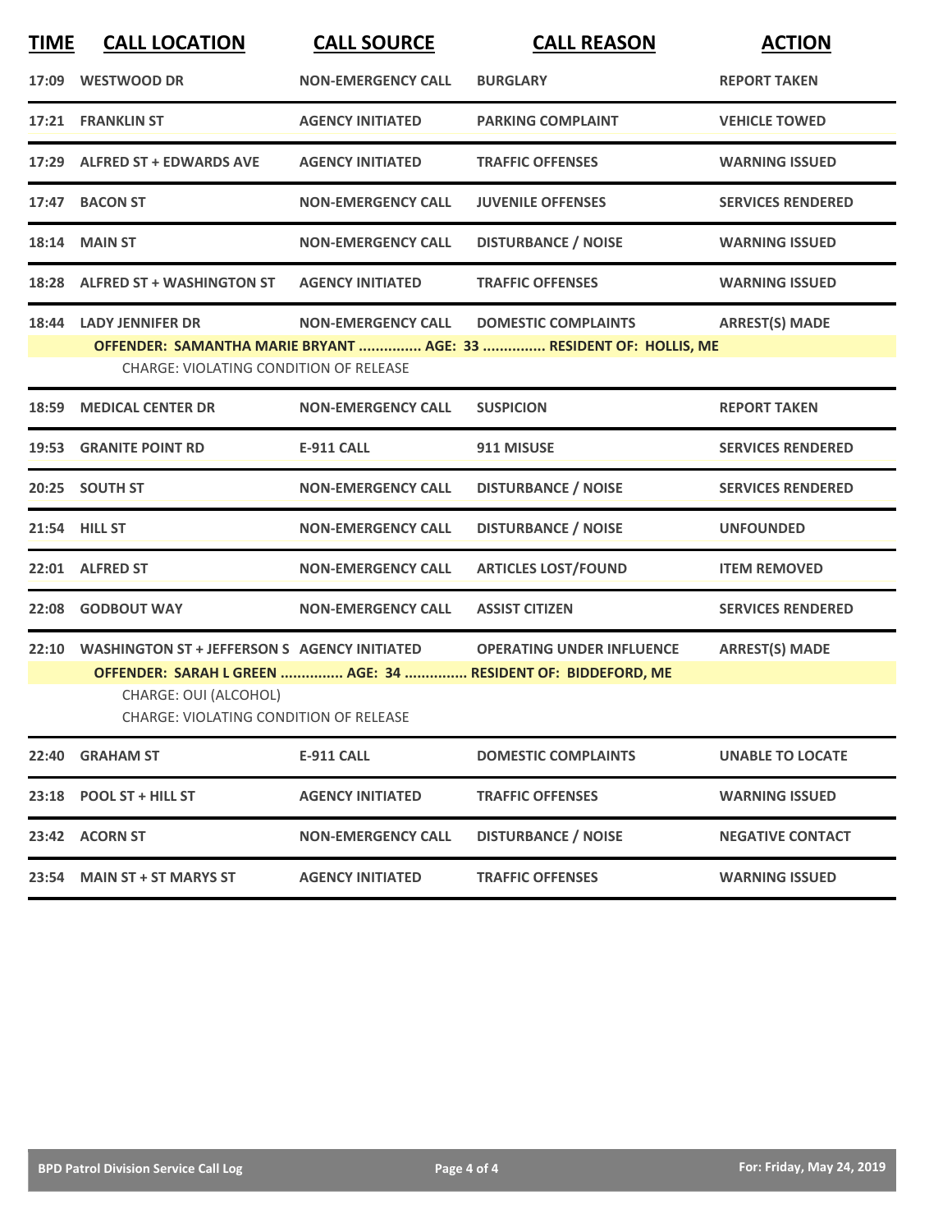| TIME | CALL LOCATION | CALL SOURCE | CALL REASON | ACTION |
|---|---|---|---|---|
| 17:09 | WESTWOOD DR | NON-EMERGENCY CALL | BURGLARY | REPORT TAKEN |
| 17:21 | FRANKLIN ST | AGENCY INITIATED | PARKING COMPLAINT | VEHICLE TOWED |
| 17:29 | ALFRED ST + EDWARDS AVE | AGENCY INITIATED | TRAFFIC OFFENSES | WARNING ISSUED |
| 17:47 | BACON ST | NON-EMERGENCY CALL | JUVENILE OFFENSES | SERVICES RENDERED |
| 18:14 | MAIN ST | NON-EMERGENCY CALL | DISTURBANCE / NOISE | WARNING ISSUED |
| 18:28 | ALFRED ST + WASHINGTON ST | AGENCY INITIATED | TRAFFIC OFFENSES | WARNING ISSUED |
| 18:44 | LADY JENNIFER DR | NON-EMERGENCY CALL | DOMESTIC COMPLAINTS | ARREST(S) MADE |
| | OFFENDER: SAMANTHA MARIE BRYANT ............... AGE: 33 ............... RESIDENT OF: HOLLIS, ME<br>CHARGE: VIOLATING CONDITION OF RELEASE | | | |
| 18:59 | MEDICAL CENTER DR | NON-EMERGENCY CALL | SUSPICION | REPORT TAKEN |
| 19:53 | GRANITE POINT RD | E-911 CALL | 911 MISUSE | SERVICES RENDERED |
| 20:25 | SOUTH ST | NON-EMERGENCY CALL | DISTURBANCE / NOISE | SERVICES RENDERED |
| 21:54 | HILL ST | NON-EMERGENCY CALL | DISTURBANCE / NOISE | UNFOUNDED |
| 22:01 | ALFRED ST | NON-EMERGENCY CALL | ARTICLES LOST/FOUND | ITEM REMOVED |
| 22:08 | GODBOUT WAY | NON-EMERGENCY CALL | ASSIST CITIZEN | SERVICES RENDERED |
| 22:10 | WASHINGTON ST + JEFFERSON S | AGENCY INITIATED | OPERATING UNDER INFLUENCE | ARREST(S) MADE |
| | OFFENDER: SARAH L GREEN ............... AGE: 34 ............... RESIDENT OF: BIDDEFORD, ME<br>CHARGE: OUI (ALCOHOL)<br>CHARGE: VIOLATING CONDITION OF RELEASE | | | |
| 22:40 | GRAHAM ST | E-911 CALL | DOMESTIC COMPLAINTS | UNABLE TO LOCATE |
| 23:18 | POOL ST + HILL ST | AGENCY INITIATED | TRAFFIC OFFENSES | WARNING ISSUED |
| 23:42 | ACORN ST | NON-EMERGENCY CALL | DISTURBANCE / NOISE | NEGATIVE CONTACT |
| 23:54 | MAIN ST + ST MARYS ST | AGENCY INITIATED | TRAFFIC OFFENSES | WARNING ISSUED |